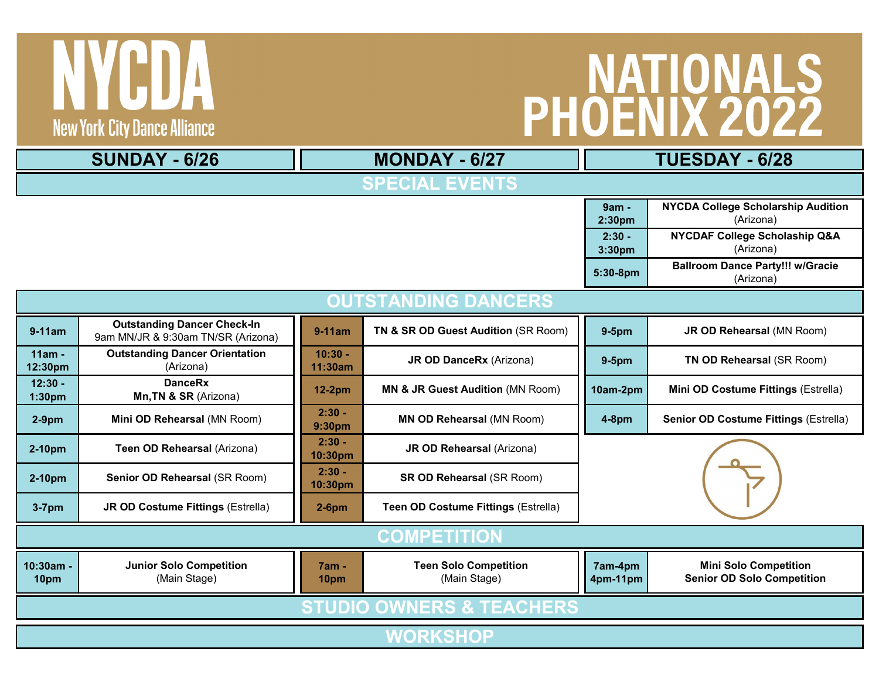# NYCDA

New York City Dance Alliance

# NATIONALS PHOENIX 2022

| SUNDAY - 6/26 | | MONDAY - 6/27 | | TUESDAY - 6/28 | |
|---|---|---|---|---|---|
| **SPECIAL EVENTS** | | | | | |
| | | | | **9am - 2:30pm** | **NYCDA College Scholarship Audition** (Arizona) |
| | | | | **2:30 - 3:30pm** | **NYCDAF College Scholaship Q&A** (Arizona) |
| | | | | **5:30-8pm** | **Ballroom Dance Party!!! w/Gracie** (Arizona) |
| **OUTSTANDING DANCERS** | | | | | |
| **9-11am** | **Outstanding Dancer Check-In** 9am MN/JR & 9:30am TN/SR (Arizona) | **9-11am** | **TN & SR OD Guest Audition** (SR Room) | **9-5pm** | **JR OD Rehearsal** (MN Room) |
| **11am - 12:30pm** | **Outstanding Dancer Orientation** (Arizona) | **10:30 - 11:30am** | **JR OD DanceRx** (Arizona) | **9-5pm** | **TN OD Rehearsal** (SR Room) |
| **12:30 - 1:30pm** | **DanceRx Mn,TN & SR** (Arizona) | **12-2pm** | **MN & JR Guest Audition** (MN Room) | **10am-2pm** | **Mini OD Costume Fittings** (Estrella) |
| **2-9pm** | **Mini OD Rehearsal** (MN Room) | **2:30 - 9:30pm** | **MN OD Rehearsal** (MN Room) | **4-8pm** | **Senior OD Costume Fittings** (Estrella) |
| **2-10pm** | **Teen OD Rehearsal** (Arizona) | **2:30 - 10:30pm** | **JR OD Rehearsal** (Arizona) | | |
| **2-10pm** | **Senior OD Rehearsal** (SR Room) | **2:30 - 10:30pm** | **SR OD Rehearsal** (SR Room) | | |
| **3-7pm** | **JR OD Costume Fittings** (Estrella) | **2-6pm** | **Teen OD Costume Fittings** (Estrella) | | |
| **COMPETITION** | | | | | |
| **10:30am - 10pm** | **Junior Solo Competition** (Main Stage) | **7am - 10pm** | **Teen Solo Competition** (Main Stage) | **7am-4pm 4pm-11pm** | **Mini Solo Competition Senior OD Solo Competition** |
| **STUDIO OWNERS & TEACHERS** | | | | | |
| **WORKSHOP** | | | | | |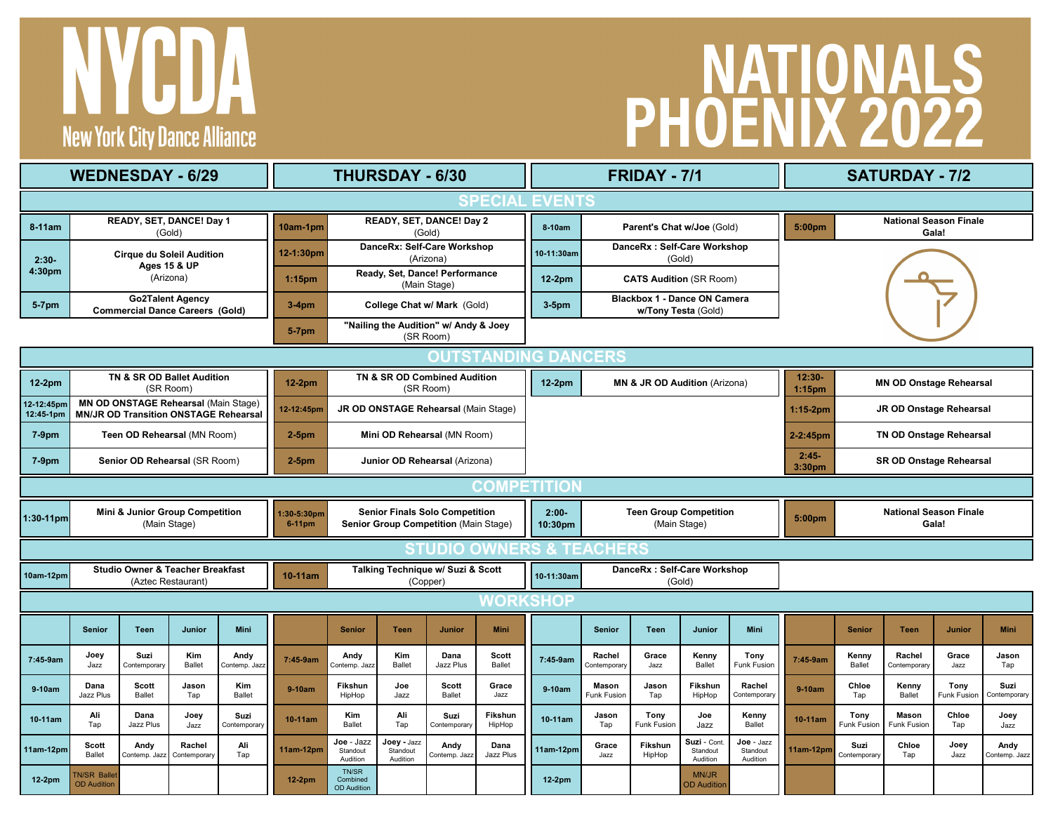# NYCDA
New York City Dance Alliance

# NATIONALS PHOENIX 2022

## SPECIAL EVENTS

| WEDNESDAY - 6/29 | | THURSDAY - 6/30 | | FRIDAY - 7/1 | | SATURDAY - 7/2 | |
|---|---|---|---|---|---|---|---|
| 8-11am | **READY, SET, DANCE! Day 1** (Gold) | 10am-1pm | **READY, SET, DANCE! Day 2** (Gold) | 8-10am | **Parent's Chat w/Joe** (Gold) | 5:00pm | **National Season Finale Gala!** |
| 2:30-4:30pm | **Cirque du Soleil Audition Ages 15 & UP** (Arizona) | 12-1:30pm | **DanceRx: Self-Care Workshop** (Arizona) | 10-11:30am | **DanceRx : Self-Care Workshop** (Gold) | | |
| | | 1:15pm | **Ready, Set, Dance! Performance** (Main Stage) | 12-2pm | **CATS Audition** (SR Room) | | |
| 5-7pm | **Go2Talent Agency Commercial Dance Careers (Gold)** | 3-4pm | **College Chat w/ Mark** (Gold) | 3-5pm | **Blackbox 1 - Dance ON Camera w/Tony Testa** (Gold) | | |
| | | 5-7pm | **"Nailing the Audition" w/ Andy & Joey** (SR Room) | | | | |

## OUTSTANDING DANCERS

| WEDNESDAY - 6/29 | | THURSDAY - 6/30 | | FRIDAY - 7/1 | | SATURDAY - 7/2 | |
|---|---|---|---|---|---|---|---|
| 12-2pm | **TN & SR OD Ballet Audition** (SR Room) | 12-2pm | **TN & SR OD Combined Audition** (SR Room) | 12-2pm | **MN & JR OD Audition** (Arizona) | 12:30-1:15pm | **MN OD Onstage Rehearsal** |
| 12-12:45pm / 12:45-1pm | **MN OD ONSTAGE Rehearsal** (Main Stage) / **MN/JR OD Transition ONSTAGE Rehearsal** | 12-12:45pm | **JR OD ONSTAGE Rehearsal** (Main Stage) | | | 1:15-2pm | **JR OD Onstage Rehearsal** |
| 7-9pm | **Teen OD Rehearsal** (MN Room) | 2-5pm | **Mini OD Rehearsal** (MN Room) | | | 2-2:45pm | **TN OD Onstage Rehearsal** |
| 7-9pm | **Senior OD Rehearsal** (SR Room) | 2-5pm | **Junior OD Rehearsal** (Arizona) | | | 2:45-3:30pm | **SR OD Onstage Rehearsal** |

## COMPETITION

| WEDNESDAY - 6/29 | | THURSDAY - 6/30 | | FRIDAY - 7/1 | | SATURDAY - 7/2 | |
|---|---|---|---|---|---|---|---|
| 1:30-11pm | **Mini & Junior Group Competition** (Main Stage) | 1:30-5:30pm / 6-11pm | **Senior Finals Solo Competition** / **Senior Group Competition** (Main Stage) | 2:00-10:30pm | **Teen Group Competition** (Main Stage) | 5:00pm | **National Season Finale Gala!** |

## STUDIO OWNERS & TEACHERS

| WEDNESDAY - 6/29 | | THURSDAY - 6/30 | | FRIDAY - 7/1 | |
|---|---|---|---|---|---|
| 10am-12pm | **Studio Owner & Teacher Breakfast** (Aztec Restaurant) | 10-11am | **Talking Technique w/ Suzi & Scott** (Copper) | 10-11:30am | **DanceRx : Self-Care Workshop** (Gold) |

## WORKSHOP

### WEDNESDAY - 6/29

| | Senior | Teen | Junior | Mini |
|---|---|---|---|---|
| 7:45-9am | Joey Jazz | Suzi Contemporary | Kim Ballet | Andy Contemp. Jazz |
| 9-10am | Dana Jazz Plus | Scott Ballet | Jason Tap | Kim Ballet |
| 10-11am | Ali Tap | Dana Jazz Plus | Joey Jazz | Suzi Contemporary |
| 11am-12pm | Scott Ballet | Andy Contemp. Jazz | Rachel Contemporary | Ali Tap |
| 12-2pm | TN/SR Ballet OD Audition | | | |

### THURSDAY - 6/30

| | Senior | Teen | Junior | Mini |
|---|---|---|---|---|
| 7:45-9am | Andy Contemp. Jazz | Kim Ballet | Dana Jazz Plus | Scott Ballet |
| 9-10am | Fikshun HipHop | Joe Jazz | Scott Ballet | Grace Jazz |
| 10-11am | Kim Ballet | Ali Tap | Suzi Contemporary | Fikshun HipHop |
| 11am-12pm | Joe - Jazz Standout Audition | Joey - Jazz Standout Audition | Andy Contemp. Jazz | Dana Jazz Plus |
| 12-2pm | TN/SR Combined OD Audition | | | |

### FRIDAY - 7/1

| | Senior | Teen | Junior | Mini |
|---|---|---|---|---|
| 7:45-9am | Rachel Contemporary | Grace Jazz | Kenny Ballet | Tony Funk Fusion |
| 9-10am | Mason Funk Fusion | Jason Tap | Fikshun HipHop | Rachel Contemporary |
| 10-11am | Jason Tap | Tony Funk Fusion | Joe Jazz | Kenny Ballet |
| 11am-12pm | Grace Jazz | Fikshun HipHop | Suzi - Cont. Standout Audition | Joe - Jazz Standout Audition |
| 12-2pm | | | MN/JR OD Audition | |

### SATURDAY - 7/2

| | Senior | Teen | Junior | Mini |
|---|---|---|---|---|
| 7:45-9am | Kenny Ballet | Rachel Contemporary | Grace Jazz | Jason Tap |
| 9-10am | Chloe Tap | Kenny Ballet | Tony Funk Fusion | Suzi Contemporary |
| 10-11am | Tony Funk Fusion | Mason Funk Fusion | Chloe Tap | Joey Jazz |
| 11am-12pm | Suzi Contemporary | Chloe Tap | Joey Jazz | Andy Contemp. Jazz |
| | | | | |